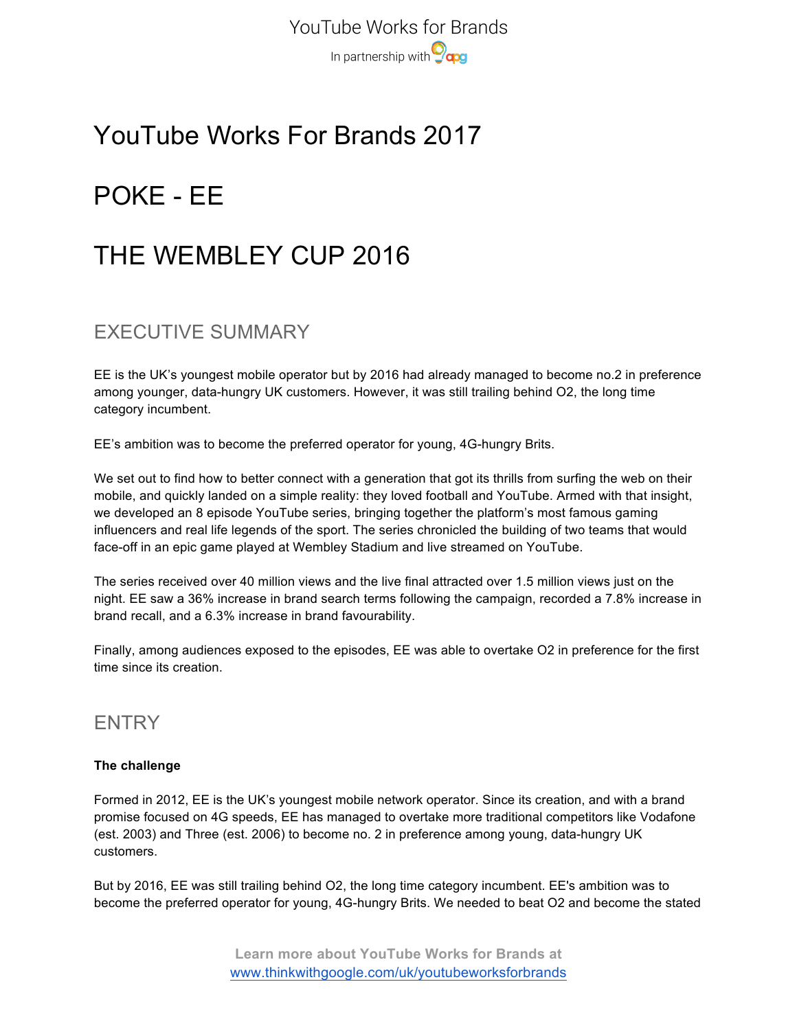# YouTube Works For Brands 2017

# POKE - EE

# THE WEMBLEY CUP 2016

## EXECUTIVE SUMMARY

EE is the UK's youngest mobile operator but by 2016 had already managed to become no.2 in preference among younger, data-hungry UK customers. However, it was still trailing behind O2, the long time category incumbent.

EE's ambition was to become the preferred operator for young, 4G-hungry Brits.

We set out to find how to better connect with a generation that got its thrills from surfing the web on their mobile, and quickly landed on a simple reality: they loved football and YouTube. Armed with that insight, we developed an 8 episode YouTube series, bringing together the platform's most famous gaming influencers and real life legends of the sport. The series chronicled the building of two teams that would face-off in an epic game played at Wembley Stadium and live streamed on YouTube.

The series received over 40 million views and the live final attracted over 1.5 million views just on the night. EE saw a 36% increase in brand search terms following the campaign, recorded a 7.8% increase in brand recall, and a 6.3% increase in brand favourability.

Finally, among audiences exposed to the episodes, EE was able to overtake O2 in preference for the first time since its creation.

## ENTRY

**The challenge**

Formed in 2012, EE is the UK's youngest mobile network operator. Since its creation, and with a brand promise focused on 4G speeds, EE has managed to overtake more traditional competitors like Vodafone (est. 2003) and Three (est. 2006) to become no. 2 in preference among young, data-hungry UK customers.

But by 2016, EE was still trailing behind O2, the long time category incumbent. EE's ambition was to become the preferred operator for young, 4G-hungry Brits. We needed to beat O2 and become the stated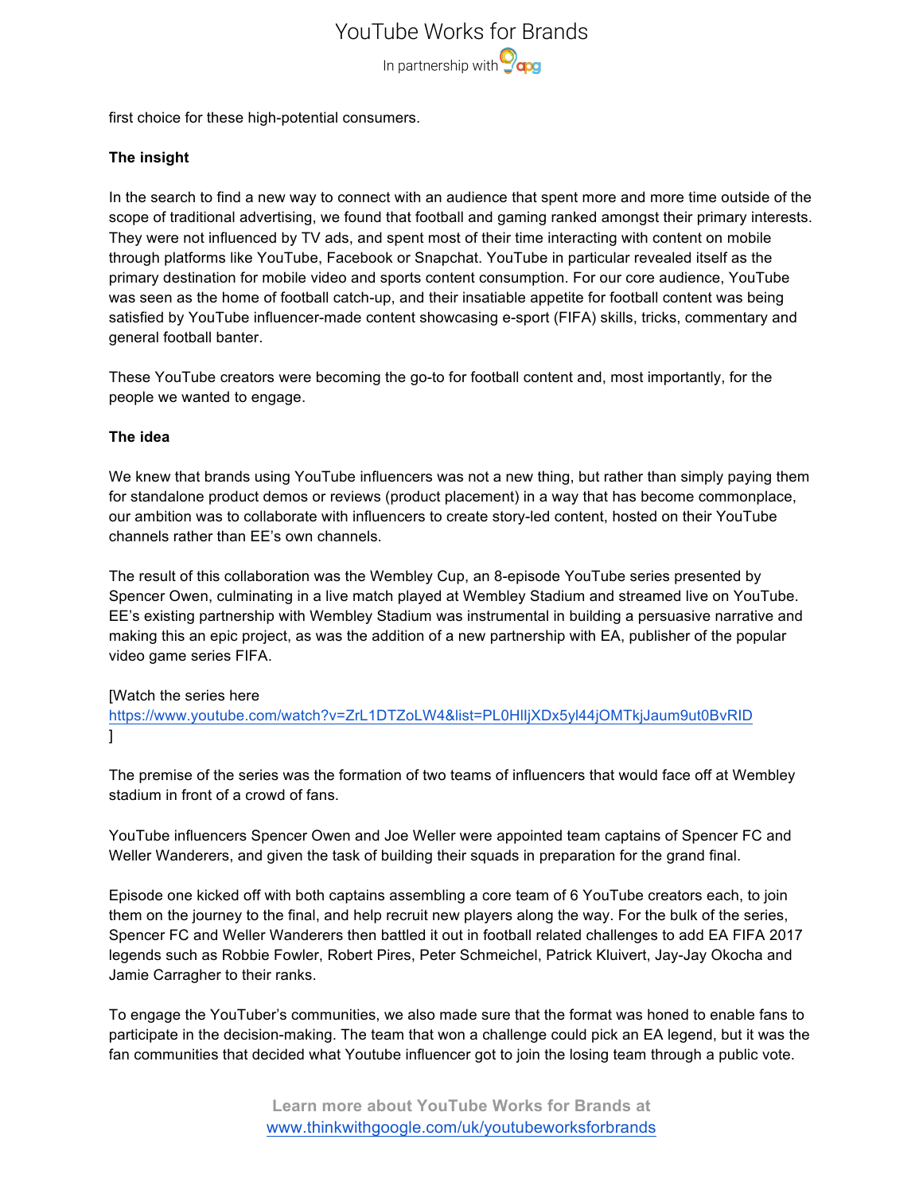first choice for these high-potential consumers.

**The insight**

In the search to find a new way to connect with an audience that spent more and more time outside of the scope of traditional advertising, we found that football and gaming ranked amongst their primary interests. They were not influenced by TV ads, and spent most of their time interacting with content on mobile through platforms like YouTube, Facebook or Snapchat. YouTube in particular revealed itself as the primary destination for mobile video and sports content consumption. For our core audience, YouTube was seen as the home of football catch-up, and their insatiable appetite for football content was being satisfied by YouTube influencer-made content showcasing e-sport (FIFA) skills, tricks, commentary and general football banter.

These YouTube creators were becoming the go-to for football content and, most importantly, for the people we wanted to engage.

**The idea**

We knew that brands using YouTube influencers was not a new thing, but rather than simply paying them for standalone product demos or reviews (product placement) in a way that has become commonplace, our ambition was to collaborate with influencers to create story-led content, hosted on their YouTube channels rather than EE's own channels.

The result of this collaboration was the Wembley Cup, an 8-episode YouTube series presented by Spencer Owen, culminating in a live match played at Wembley Stadium and streamed live on YouTube. EE's existing partnership with Wembley Stadium was instrumental in building a persuasive narrative and making this an epic project, as was the addition of a new partnership with EA, publisher of the popular video game series FIFA.

[Watch the series here
https://www.youtube.com/watch?v=ZrL1DTZoLW4&list=PL0HlljXDx5yl44jOMTkjJaum9ut0BvRID
]

The premise of the series was the formation of two teams of influencers that would face off at Wembley stadium in front of a crowd of fans.

YouTube influencers Spencer Owen and Joe Weller were appointed team captains of Spencer FC and Weller Wanderers, and given the task of building their squads in preparation for the grand final.

Episode one kicked off with both captains assembling a core team of 6 YouTube creators each, to join them on the journey to the final, and help recruit new players along the way. For the bulk of the series, Spencer FC and Weller Wanderers then battled it out in football related challenges to add EA FIFA 2017 legends such as Robbie Fowler, Robert Pires, Peter Schmeichel, Patrick Kluivert, Jay-Jay Okocha and Jamie Carragher to their ranks.

To engage the YouTuber's communities, we also made sure that the format was honed to enable fans to participate in the decision-making. The team that won a challenge could pick an EA legend, but it was the fan communities that decided what Youtube influencer got to join the losing team through a public vote.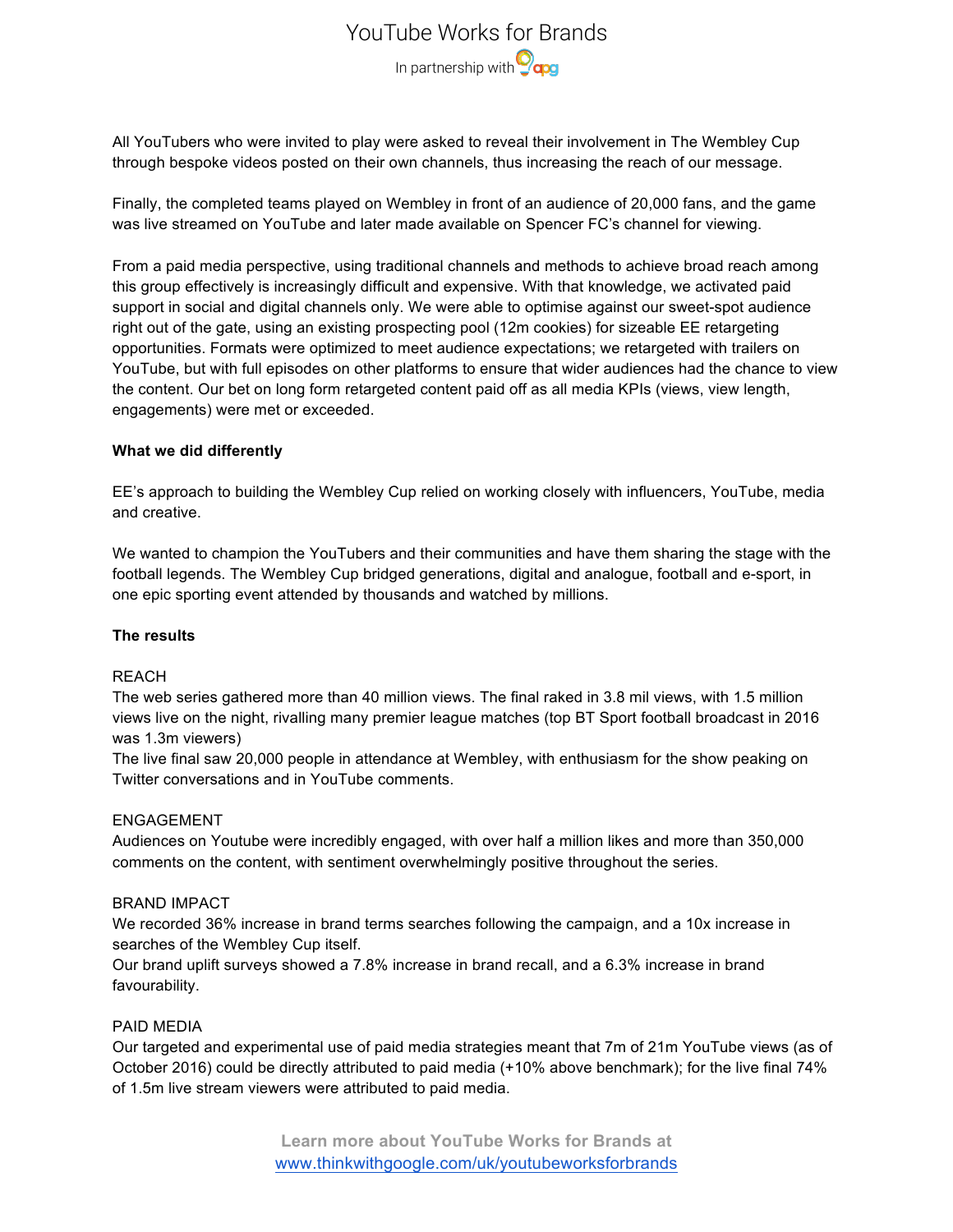All YouTubers who were invited to play were asked to reveal their involvement in The Wembley Cup through bespoke videos posted on their own channels, thus increasing the reach of our message.

Finally, the completed teams played on Wembley in front of an audience of 20,000 fans, and the game was live streamed on YouTube and later made available on Spencer FC's channel for viewing.

From a paid media perspective, using traditional channels and methods to achieve broad reach among this group effectively is increasingly difficult and expensive. With that knowledge, we activated paid support in social and digital channels only. We were able to optimise against our sweet-spot audience right out of the gate, using an existing prospecting pool (12m cookies) for sizeable EE retargeting opportunities. Formats were optimized to meet audience expectations; we retargeted with trailers on YouTube, but with full episodes on other platforms to ensure that wider audiences had the chance to view the content. Our bet on long form retargeted content paid off as all media KPIs (views, view length, engagements) were met or exceeded.

**What we did differently**

EE's approach to building the Wembley Cup relied on working closely with influencers, YouTube, media and creative.

We wanted to champion the YouTubers and their communities and have them sharing the stage with the football legends. The Wembley Cup bridged generations, digital and analogue, football and e-sport, in one epic sporting event attended by thousands and watched by millions.

**The results**

REACH
The web series gathered more than 40 million views. The final raked in 3.8 mil views, with 1.5 million views live on the night, rivalling many premier league matches (top BT Sport football broadcast in 2016 was 1.3m viewers)
The live final saw 20,000 people in attendance at Wembley, with enthusiasm for the show peaking on Twitter conversations and in YouTube comments.

ENGAGEMENT
Audiences on Youtube were incredibly engaged, with over half a million likes and more than 350,000 comments on the content, with sentiment overwhelmingly positive throughout the series.

BRAND IMPACT
We recorded 36% increase in brand terms searches following the campaign, and a 10x increase in searches of the Wembley Cup itself.
Our brand uplift surveys showed a 7.8% increase in brand recall, and a 6.3% increase in brand favourability.

PAID MEDIA
Our targeted and experimental use of paid media strategies meant that 7m of 21m YouTube views (as of October 2016) could be directly attributed to paid media (+10% above benchmark); for the live final 74% of 1.5m live stream viewers were attributed to paid media.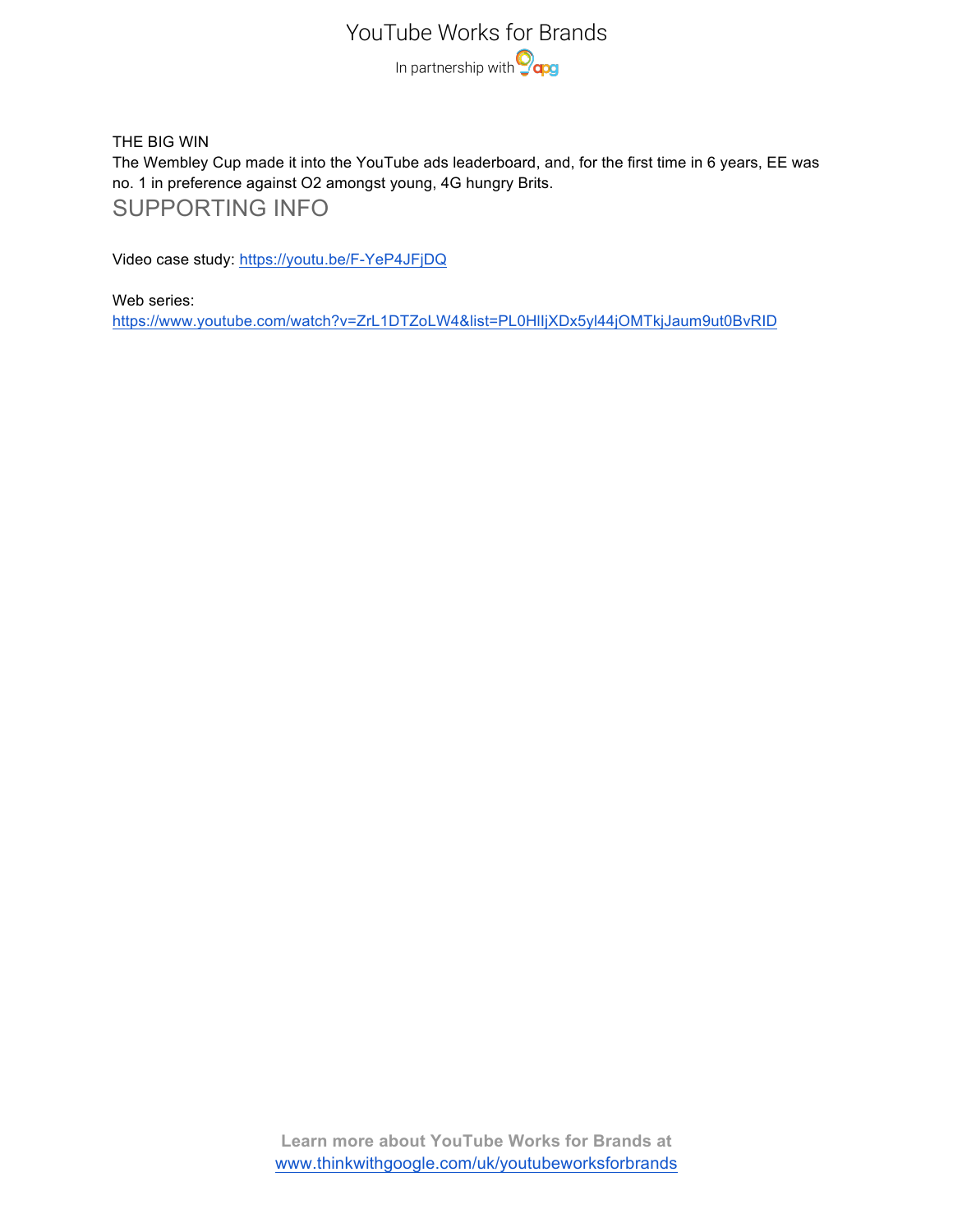THE BIG WIN

The Wembley Cup made it into the YouTube ads leaderboard, and, for the first time in 6 years, EE was no. 1 in preference against O2 amongst young, 4G hungry Brits.

## SUPPORTING INFO

Video case study: [https://youtu.be/F-YeP4JFjDQ](https://youtu.be/F-YeP4JFjDQ)

Web series:
[https://www.youtube.com/watch?v=ZrL1DTZoLW4&list=PL0HlljXDx5yl44jOMTkjJaum9ut0BvRID](https://www.youtube.com/watch?v=ZrL1DTZoLW4&list=PL0HlljXDx5yl44jOMTkjJaum9ut0BvRID)

**Learn more about YouTube Works for Brands at**
[www.thinkwithgoogle.com/uk/youtubeworksforbrands](http://www.thinkwithgoogle.com/uk/youtubeworksforbrands)